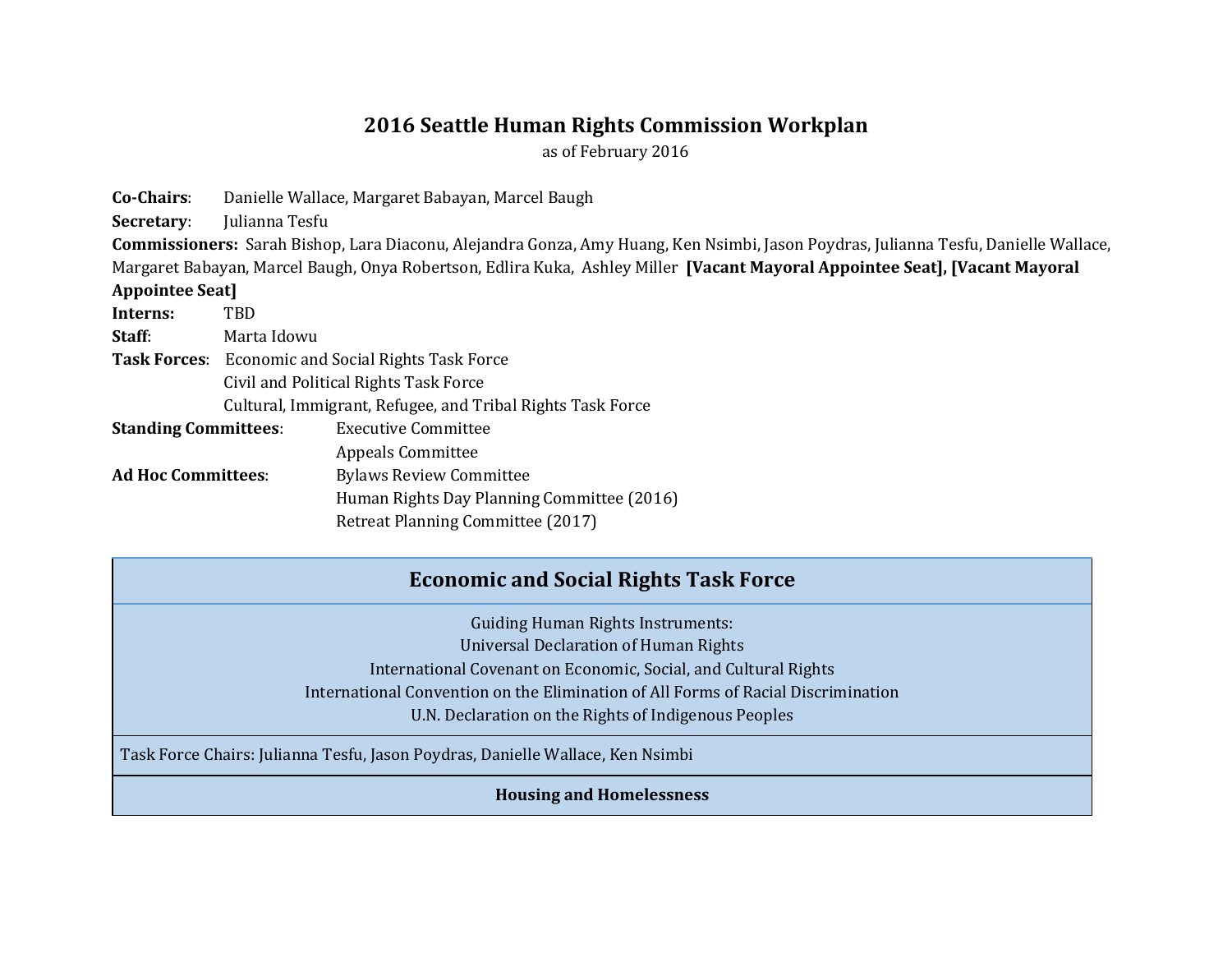# 2016 Seattle Human Rights Commission Workplan

as of February 2016

**Co-Chairs**: Danielle Wallace, Margaret Babayan, Marcel Baugh

**Secretary**: Julianna Tesfu

**Commissioners:** Sarah Bishop, Lara Diaconu, Alejandra Gonza, Amy Huang, Ken Nsimbi, Jason Poydras, Julianna Tesfu, Danielle Wallace, Margaret Babayan, Marcel Baugh, Onya Robertson, Edlira Kuka, Ashley Miller **[Vacant Mayoral Appointee Seat], [Vacant Mayoral Appointee Seat]**

**Interns:** TBD

**Staff**: Marta Idowu

**Task Forces**: Economic and Social Rights Task Force
Civil and Political Rights Task Force
Cultural, Immigrant, Refugee, and Tribal Rights Task Force

**Standing Committees**: Executive Committee
Appeals Committee

**Ad Hoc Committees**: Bylaws Review Committee
Human Rights Day Planning Committee (2016)
Retreat Planning Committee (2017)

| **Economic and Social Rights Task Force** |
|---|
| Guiding Human Rights Instruments:<br>Universal Declaration of Human Rights<br>International Covenant on Economic, Social, and Cultural Rights<br>International Convention on the Elimination of All Forms of Racial Discrimination<br>U.N. Declaration on the Rights of Indigenous Peoples |
| Task Force Chairs: Julianna Tesfu, Jason Poydras, Danielle Wallace, Ken Nsimbi |
| **Housing and Homelessness** |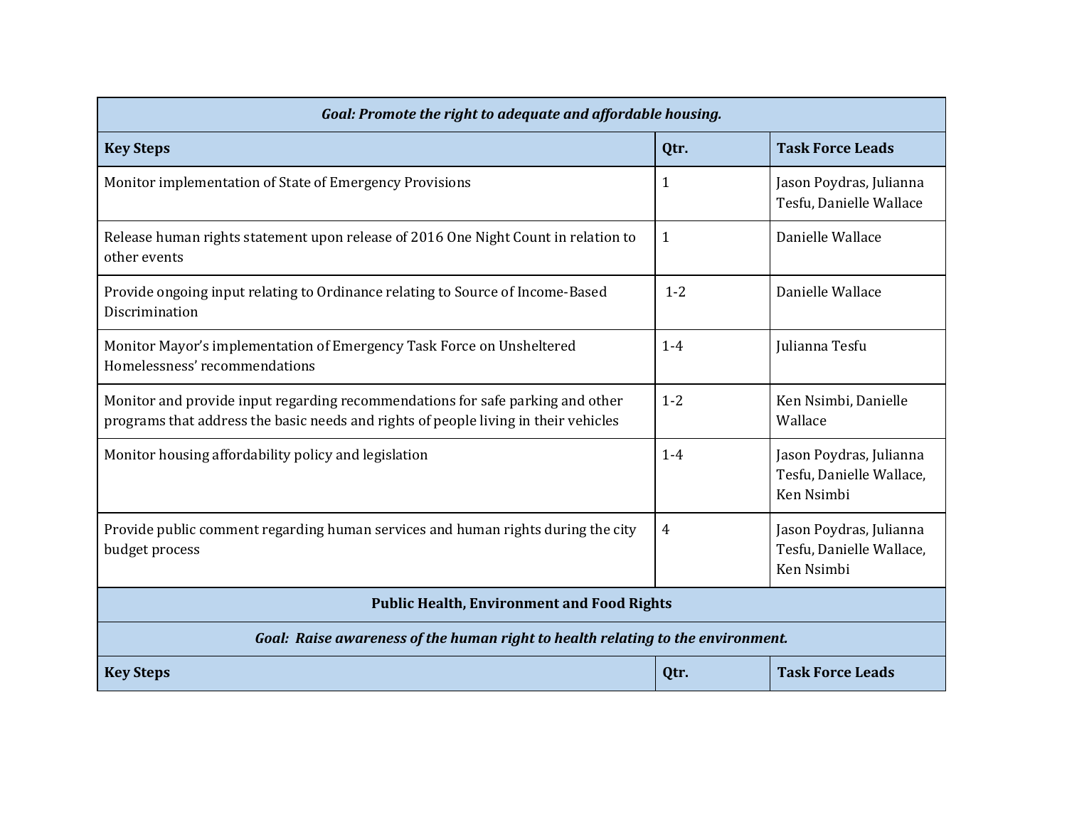| *Goal: Promote the right to adequate and affordable housing.* | | |
|---|---|---|
| **Key Steps** | **Qtr.** | **Task Force Leads** |
| Monitor implementation of State of Emergency Provisions | 1 | Jason Poydras, Julianna Tesfu, Danielle Wallace |
| Release human rights statement upon release of 2016 One Night Count in relation to other events | 1 | Danielle Wallace |
| Provide ongoing input relating to Ordinance relating to Source of Income-Based Discrimination | 1-2 | Danielle Wallace |
| Monitor Mayor's implementation of Emergency Task Force on Unsheltered Homelessness' recommendations | 1-4 | Julianna Tesfu |
| Monitor and provide input regarding recommendations for safe parking and other programs that address the basic needs and rights of people living in their vehicles | 1-2 | Ken Nsimbi, Danielle Wallace |
| Monitor housing affordability policy and legislation | 1-4 | Jason Poydras, Julianna Tesfu, Danielle Wallace, Ken Nsimbi |
| Provide public comment regarding human services and human rights during the city budget process | 4 | Jason Poydras, Julianna Tesfu, Danielle Wallace, Ken Nsimbi |
| **Public Health, Environment and Food Rights** | | |
| *Goal: Raise awareness of the human right to health relating to the environment.* | | |
| **Key Steps** | **Qtr.** | **Task Force Leads** |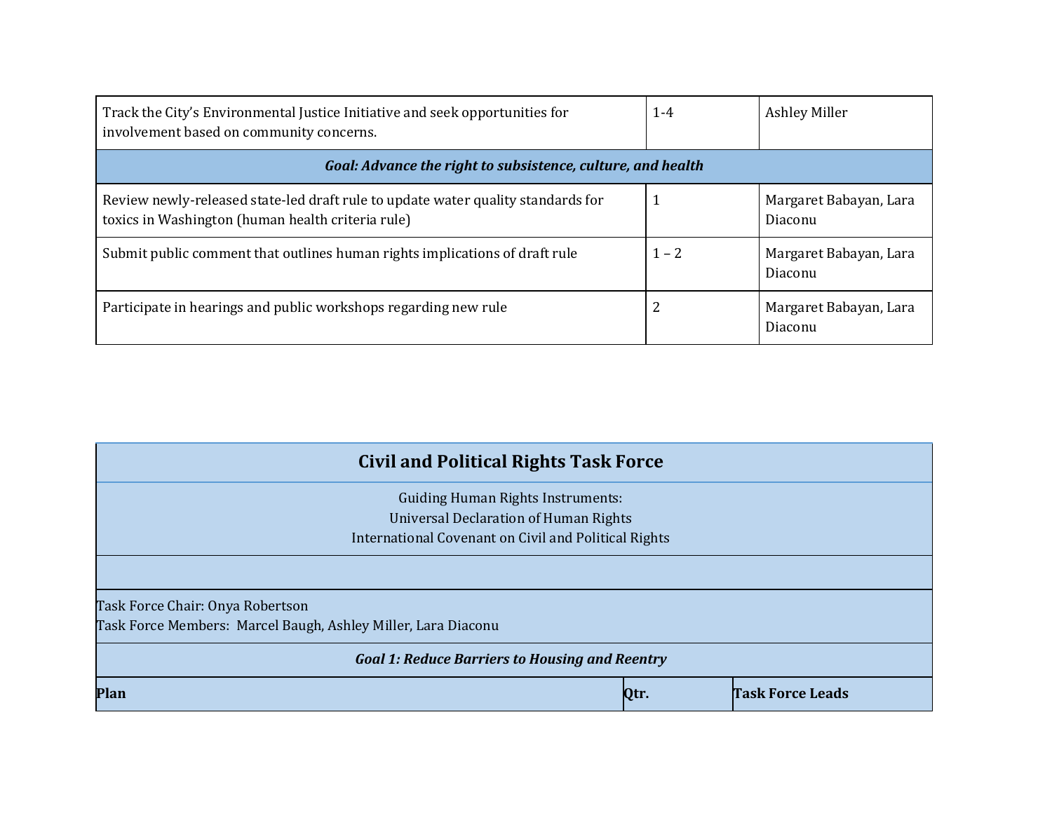| | | |
|---|---|---|
| Track the City's Environmental Justice Initiative and seek opportunities for involvement based on community concerns. | 1-4 | Ashley Miller |
| ***Goal: Advance the right to subsistence, culture, and health*** | | |
| Review newly-released state-led draft rule to update water quality standards for toxics in Washington (human health criteria rule) | 1 | Margaret Babayan, Lara Diaconu |
| Submit public comment that outlines human rights implications of draft rule | 1 – 2 | Margaret Babayan, Lara Diaconu |
| Participate in hearings and public workshops regarding new rule | 2 | Margaret Babayan, Lara Diaconu |

## Civil and Political Rights Task Force

Guiding Human Rights Instruments:
Universal Declaration of Human Rights
International Covenant on Civil and Political Rights

Task Force Chair: Onya Robertson
Task Force Members: Marcel Baugh, Ashley Miller, Lara Diaconu

***Goal 1: Reduce Barriers to Housing and Reentry***

| Plan | Qtr. | Task Force Leads |
|---|---|---|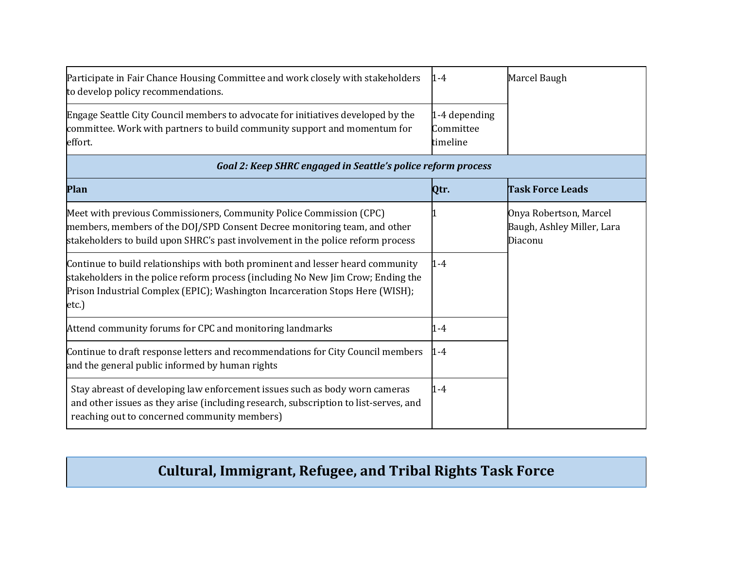| | | |
|---|---|---|
| Participate in Fair Chance Housing Committee and work closely with stakeholders to develop policy recommendations. | 1-4 | Marcel Baugh |
| Engage Seattle City Council members to advocate for initiatives developed by the committee. Work with partners to build community support and momentum for effort. | 1-4 depending Committee timeline | |

| ***Goal 2: Keep SHRC engaged in Seattle's police reform process*** | | |
|---|---|---|
| **Plan** | **Qtr.** | **Task Force Leads** |
| Meet with previous Commissioners, Community Police Commission (CPC) members, members of the DOJ/SPD Consent Decree monitoring team, and other stakeholders to build upon SHRC's past involvement in the police reform process | 1 | Onya Robertson, Marcel Baugh, Ashley Miller, Lara Diaconu |
| Continue to build relationships with both prominent and lesser heard community stakeholders in the police reform process (including No New Jim Crow; Ending the Prison Industrial Complex (EPIC); Washington Incarceration Stops Here (WISH); etc.) | 1-4 | |
| Attend community forums for CPC and monitoring landmarks | 1-4 | |
| Continue to draft response letters and recommendations for City Council members and the general public informed by human rights | 1-4 | |
| Stay abreast of developing law enforcement issues such as body worn cameras and other issues as they arise (including research, subscription to list-serves, and reaching out to concerned community members) | 1-4 | |

## Cultural, Immigrant, Refugee, and Tribal Rights Task Force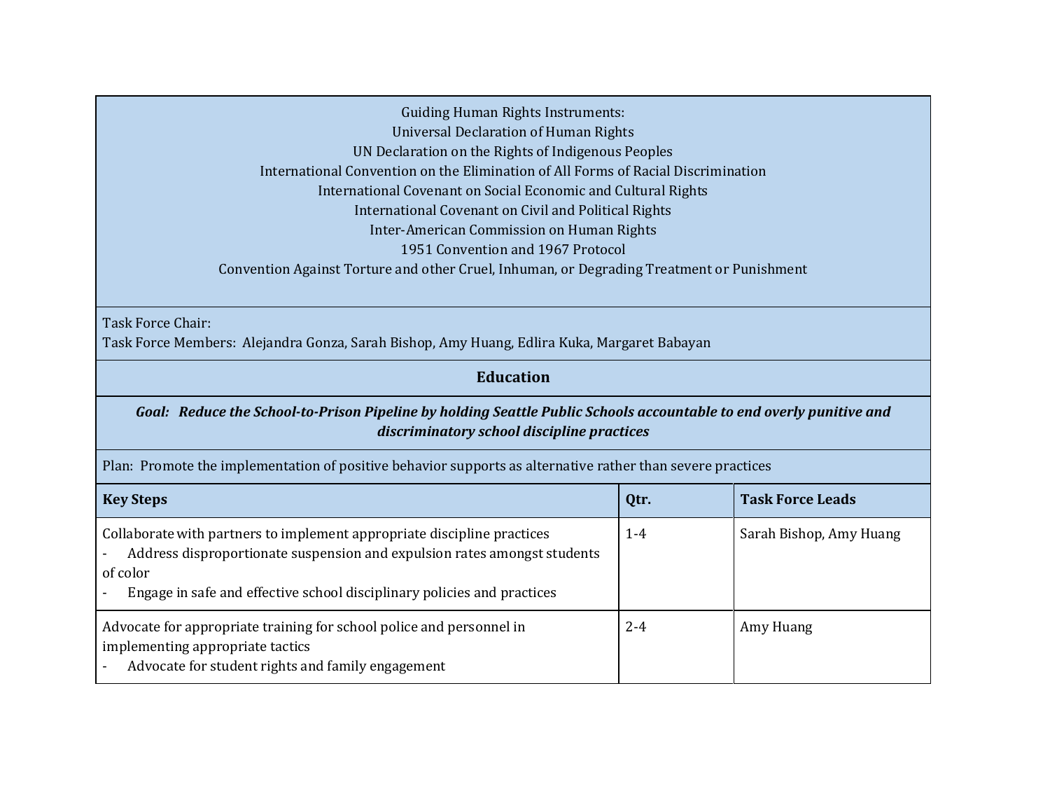Guiding Human Rights Instruments:
Universal Declaration of Human Rights
UN Declaration on the Rights of Indigenous Peoples
International Convention on the Elimination of All Forms of Racial Discrimination
International Covenant on Social Economic and Cultural Rights
International Covenant on Civil and Political Rights
Inter-American Commission on Human Rights
1951 Convention and 1967 Protocol
Convention Against Torture and other Cruel, Inhuman, or Degrading Treatment or Punishment

Task Force Chair:
Task Force Members: Alejandra Gonza, Sarah Bishop, Amy Huang, Edlira Kuka, Margaret Babayan

## Education

***Goal: Reduce the School-to-Prison Pipeline by holding Seattle Public Schools accountable to end overly punitive and discriminatory school discipline practices***

Plan: Promote the implementation of positive behavior supports as alternative rather than severe practices

| **Key Steps** | **Qtr.** | **Task Force Leads** |
| --- | --- | --- |
| Collaborate with partners to implement appropriate discipline practices<br>- Address disproportionate suspension and expulsion rates amongst students of color<br>- Engage in safe and effective school disciplinary policies and practices | 1-4 | Sarah Bishop, Amy Huang |
| Advocate for appropriate training for school police and personnel in implementing appropriate tactics<br>- Advocate for student rights and family engagement | 2-4 | Amy Huang |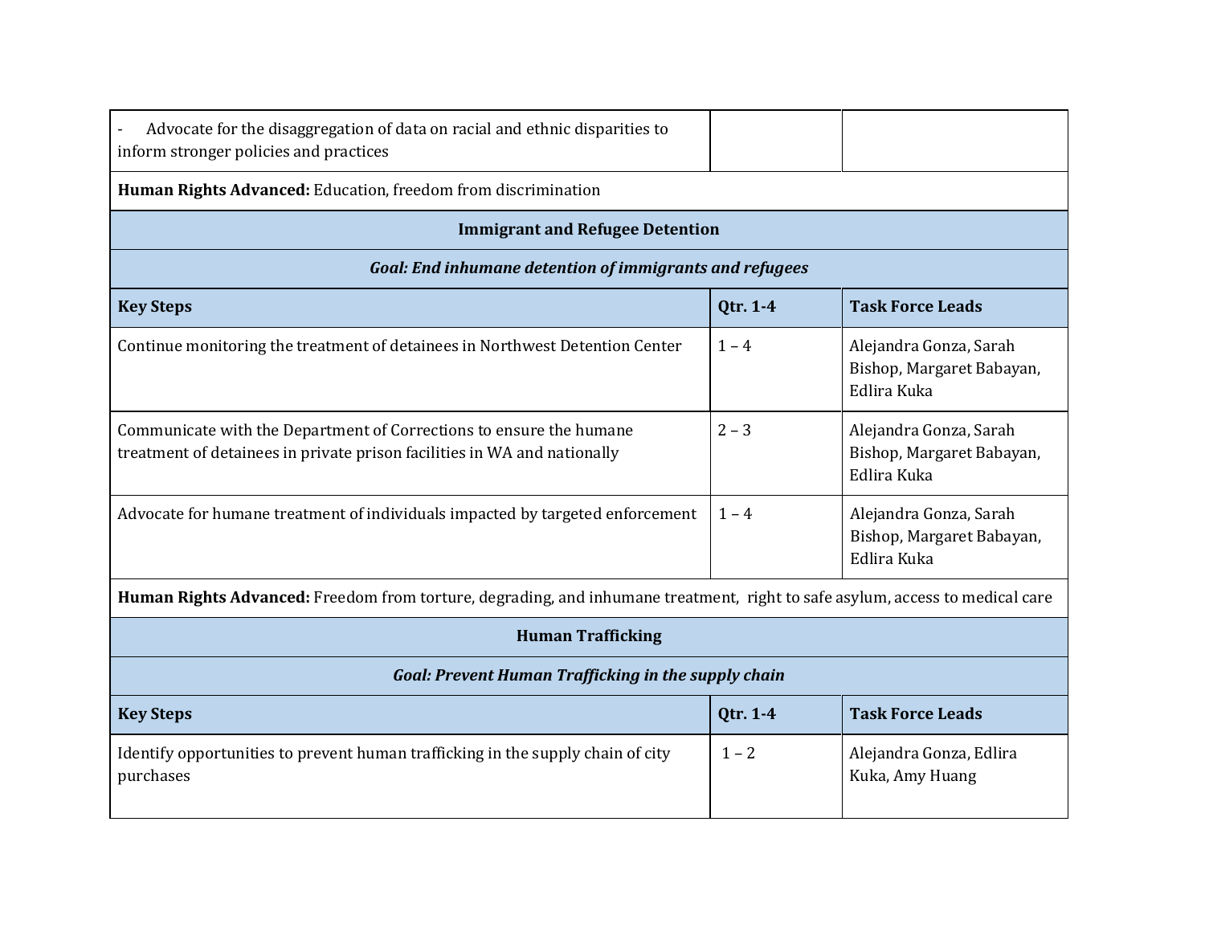| | | |
|---|---|---|
| - Advocate for the disaggregation of data on racial and ethnic disparities to inform stronger policies and practices | | |
| **Human Rights Advanced:** Education, freedom from discrimination | | |
| **Immigrant and Refugee Detention** | | |
| ***Goal: End inhumane detention of immigrants and refugees*** | | |
| **Key Steps** | **Qtr. 1-4** | **Task Force Leads** |
| Continue monitoring the treatment of detainees in Northwest Detention Center | 1 – 4 | Alejandra Gonza, Sarah Bishop, Margaret Babayan, Edlira Kuka |
| Communicate with the Department of Corrections to ensure the humane treatment of detainees in private prison facilities in WA and nationally | 2 – 3 | Alejandra Gonza, Sarah Bishop, Margaret Babayan, Edlira Kuka |
| Advocate for humane treatment of individuals impacted by targeted enforcement | 1 – 4 | Alejandra Gonza, Sarah Bishop, Margaret Babayan, Edlira Kuka |
| **Human Rights Advanced:** Freedom from torture, degrading, and inhumane treatment, right to safe asylum, access to medical care | | |
| **Human Trafficking** | | |
| ***Goal: Prevent Human Trafficking in the supply chain*** | | |
| **Key Steps** | **Qtr. 1-4** | **Task Force Leads** |
| Identify opportunities to prevent human trafficking in the supply chain of city purchases | 1 – 2 | Alejandra Gonza, Edlira Kuka, Amy Huang |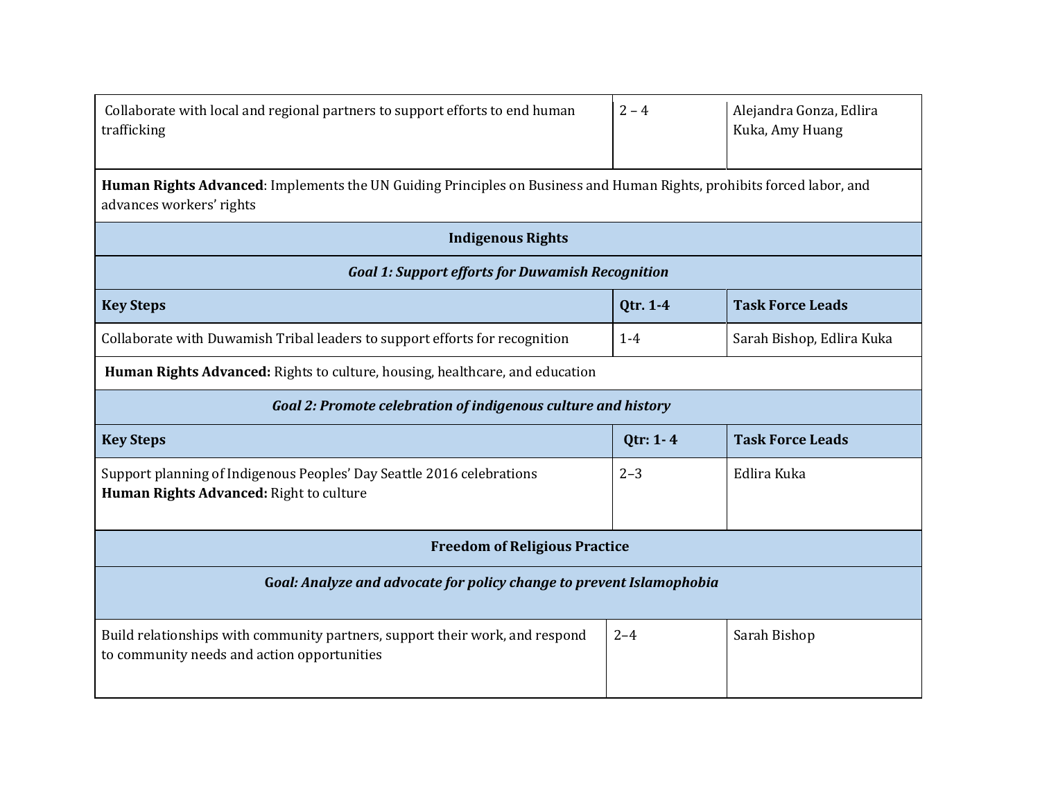| | | |
|---|---|---|
| Collaborate with local and regional partners to support efforts to end human trafficking | 2 – 4 | Alejandra Gonza, Edlira Kuka, Amy Huang |
| **Human Rights Advanced**: Implements the UN Guiding Principles on Business and Human Rights, prohibits forced labor, and advances workers' rights | | |
| **Indigenous Rights** | | |
| ***Goal 1: Support efforts for Duwamish Recognition*** | | |
| **Key Steps** | **Qtr. 1-4** | **Task Force Leads** |
| Collaborate with Duwamish Tribal leaders to support efforts for recognition | 1-4 | Sarah Bishop, Edlira Kuka |
| **Human Rights Advanced:** Rights to culture, housing, healthcare, and education | | |
| ***Goal 2: Promote celebration of indigenous culture and history*** | | |
| **Key Steps** | **Qtr: 1- 4** | **Task Force Leads** |
| Support planning of Indigenous Peoples' Day Seattle 2016 celebrations<br>**Human Rights Advanced:** Right to culture | 2–3 | Edlira Kuka |
| **Freedom of Religious Practice** | | |
| ***Goal: Analyze and advocate for policy change to prevent Islamophobia*** | | |
| Build relationships with community partners, support their work, and respond to community needs and action opportunities | 2–4 | Sarah Bishop |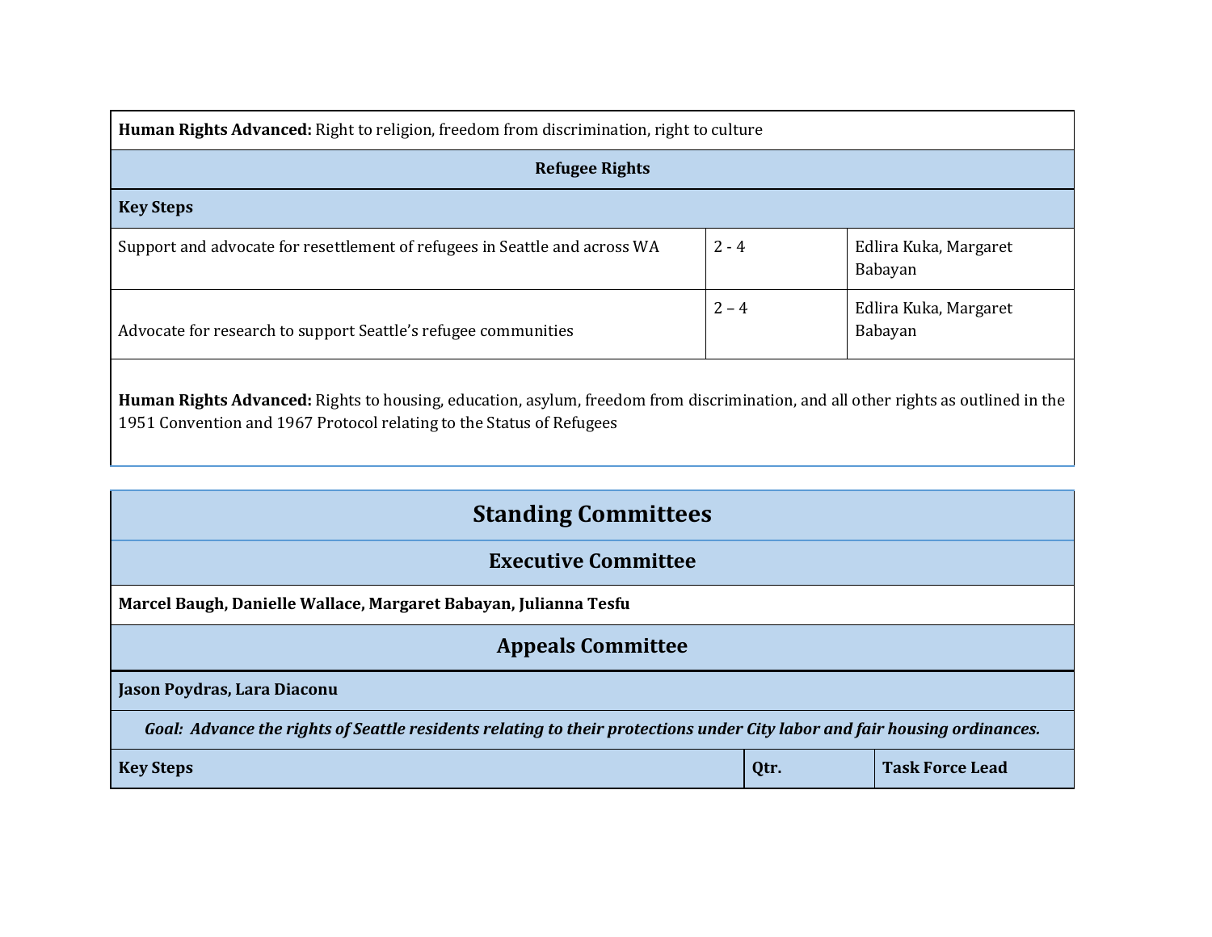**Human Rights Advanced:** Right to religion, freedom from discrimination, right to culture

| Refugee Rights | | |
|---|---|---|
| **Key Steps** | | |
| Support and advocate for resettlement of refugees in Seattle and across WA | 2 - 4 | Edlira Kuka, Margaret Babayan |
| Advocate for research to support Seattle's refugee communities | 2 – 4 | Edlira Kuka, Margaret Babayan |

**Human Rights Advanced:** Rights to housing, education, asylum, freedom from discrimination, and all other rights as outlined in the 1951 Convention and 1967 Protocol relating to the Status of Refugees

## Standing Committees

### Executive Committee

**Marcel Baugh, Danielle Wallace, Margaret Babayan, Julianna Tesfu**

### Appeals Committee

**Jason Poydras, Lara Diaconu**

***Goal: Advance the rights of Seattle residents relating to their protections under City labor and fair housing ordinances.***

| Key Steps | Qtr. | Task Force Lead |
|---|---|---|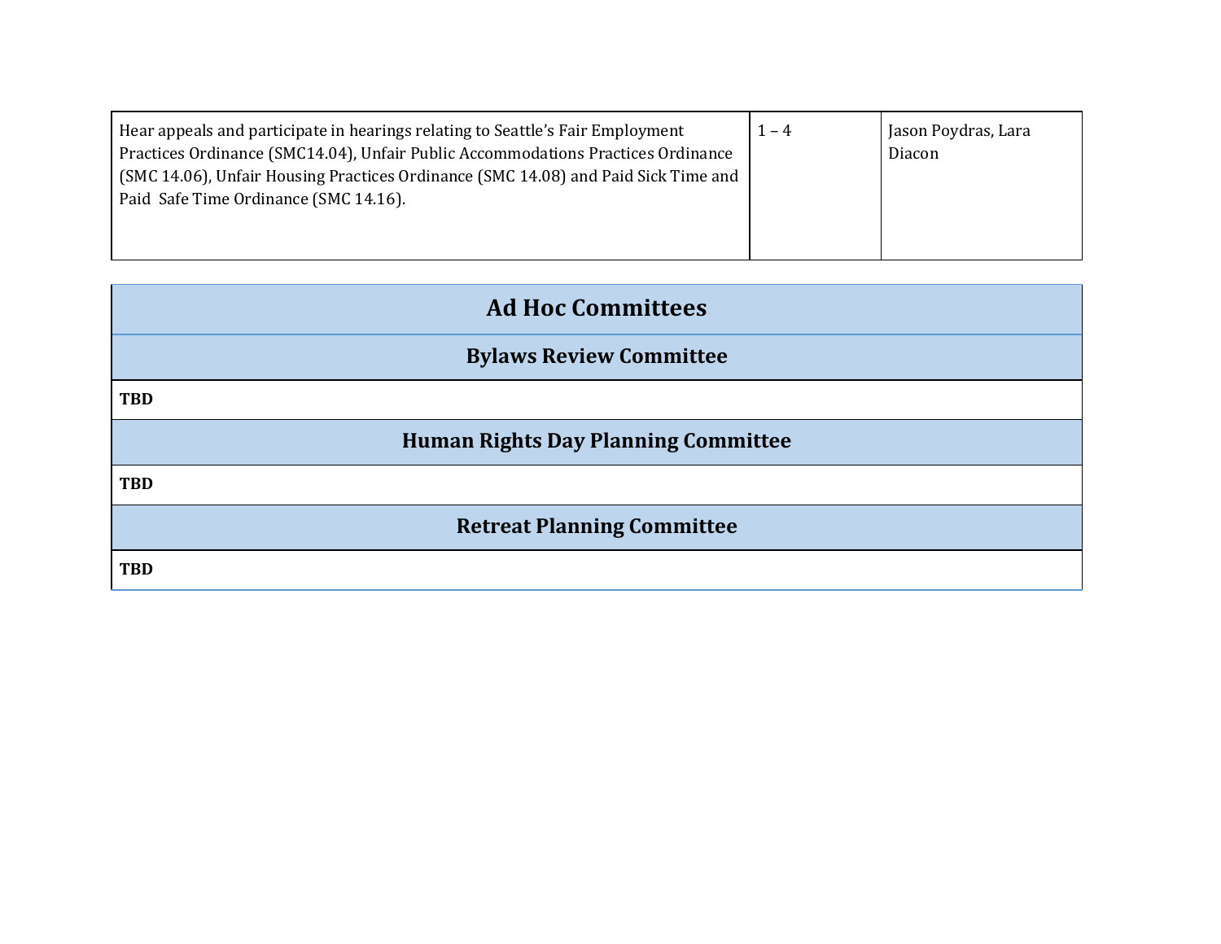| | | |
|---|---|---|
| Hear appeals and participate in hearings relating to Seattle's Fair Employment Practices Ordinance (SMC14.04), Unfair Public Accommodations Practices Ordinance (SMC 14.06), Unfair Housing Practices Ordinance (SMC 14.08) and Paid Sick Time and Paid Safe Time Ordinance (SMC 14.16). | 1 – 4 | Jason Poydras, Lara Diacon |

| Ad Hoc Committees |
|---|
| **Bylaws Review Committee** |
| **TBD** |
| **Human Rights Day Planning Committee** |
| **TBD** |
| **Retreat Planning Committee** |
| **TBD** |